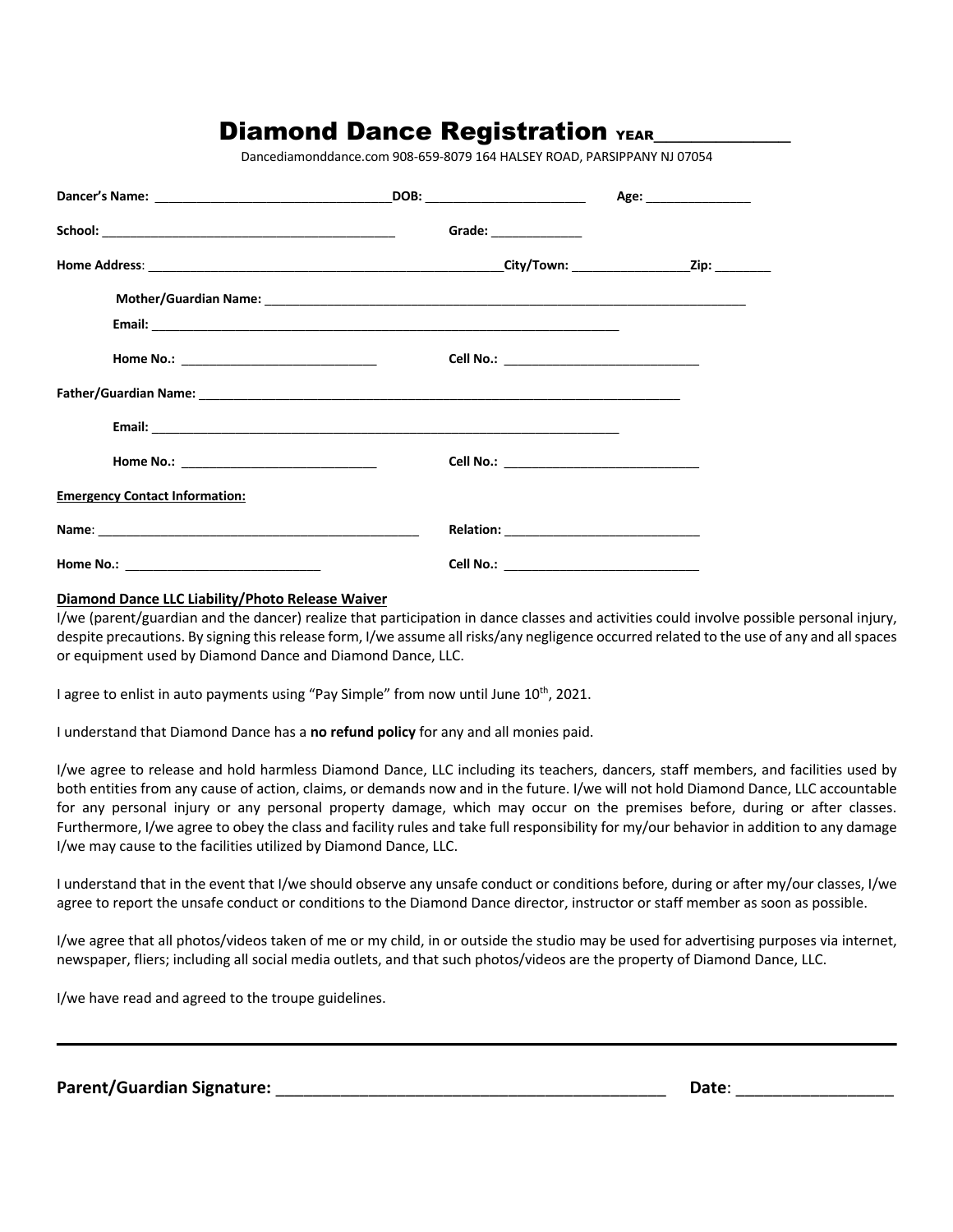# Diamond Dance Registration YEAR_____________

Dancediamonddance.com 908-659-8079 164 HALSEY ROAD, PARSIPPANY NJ 07054

**Dancer's Name:** _________________________________ **DOB:** _______________________ **Age:** _______________

**School:** _________________________________________ **Grade:** _____________

**Home Address**: ___________________________________________________ **City/Town:** _________________ **Zip:** ________

**Mother/Guardian Name:** _____________________________________________________________________

**Email:** _____________________________________________________________________

**Home No.:** ____________________________ **Cell No.:** ____________________________

**Father/Guardian Name:** _____________________________________________________________________

**Email:** _____________________________________________________________________

**Home No.:** ____________________________ **Cell No.:** ____________________________

**Emergency Contact Information:**

**Name**: _______________________________________________ **Relation:** ____________________________

**Home No.:** ____________________________ **Cell No.:** ____________________________

**Diamond Dance LLC Liability/Photo Release Waiver**

I/we (parent/guardian and the dancer) realize that participation in dance classes and activities could involve possible personal injury, despite precautions. By signing this release form, I/we assume all risks/any negligence occurred related to the use of any and all spaces or equipment used by Diamond Dance and Diamond Dance, LLC.

I agree to enlist in auto payments using "Pay Simple" from now until June 10th, 2021.

I understand that Diamond Dance has a **no refund policy** for any and all monies paid.

I/we agree to release and hold harmless Diamond Dance, LLC including its teachers, dancers, staff members, and facilities used by both entities from any cause of action, claims, or demands now and in the future. I/we will not hold Diamond Dance, LLC accountable for any personal injury or any personal property damage, which may occur on the premises before, during or after classes. Furthermore, I/we agree to obey the class and facility rules and take full responsibility for my/our behavior in addition to any damage I/we may cause to the facilities utilized by Diamond Dance, LLC.

I understand that in the event that I/we should observe any unsafe conduct or conditions before, during or after my/our classes, I/we agree to report the unsafe conduct or conditions to the Diamond Dance director, instructor or staff member as soon as possible.

I/we agree that all photos/videos taken of me or my child, in or outside the studio may be used for advertising purposes via internet, newspaper, fliers; including all social media outlets, and that such photos/videos are the property of Diamond Dance, LLC.

I/we have read and agreed to the troupe guidelines.

---

**Parent/Guardian Signature:** ______________________________________________ **Date**: _________________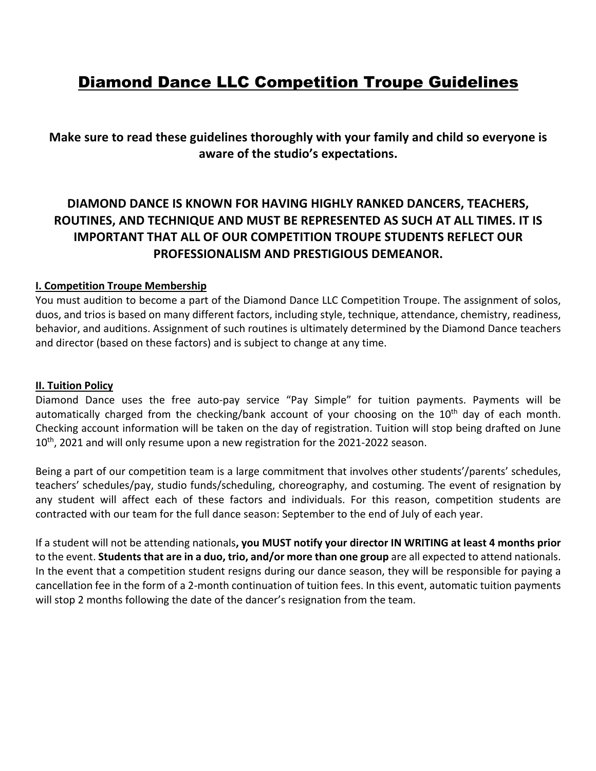# Diamond Dance LLC Competition Troupe Guidelines

**Make sure to read these guidelines thoroughly with your family and child so everyone is aware of the studio's expectations.**

**DIAMOND DANCE IS KNOWN FOR HAVING HIGHLY RANKED DANCERS, TEACHERS, ROUTINES, AND TECHNIQUE AND MUST BE REPRESENTED AS SUCH AT ALL TIMES. IT IS IMPORTANT THAT ALL OF OUR COMPETITION TROUPE STUDENTS REFLECT OUR PROFESSIONALISM AND PRESTIGIOUS DEMEANOR.**

## I. Competition Troupe Membership

You must audition to become a part of the Diamond Dance LLC Competition Troupe. The assignment of solos, duos, and trios is based on many different factors, including style, technique, attendance, chemistry, readiness, behavior, and auditions. Assignment of such routines is ultimately determined by the Diamond Dance teachers and director (based on these factors) and is subject to change at any time.

## II. Tuition Policy

Diamond Dance uses the free auto-pay service "Pay Simple" for tuition payments. Payments will be automatically charged from the checking/bank account of your choosing on the 10th day of each month. Checking account information will be taken on the day of registration. Tuition will stop being drafted on June 10th, 2021 and will only resume upon a new registration for the 2021-2022 season.

Being a part of our competition team is a large commitment that involves other students'/parents' schedules, teachers' schedules/pay, studio funds/scheduling, choreography, and costuming. The event of resignation by any student will affect each of these factors and individuals. For this reason, competition students are contracted with our team for the full dance season: September to the end of July of each year.

If a student will not be attending nationals**, you MUST notify your director IN WRITING at least 4 months prior** to the event. **Students that are in a duo, trio, and/or more than one group** are all expected to attend nationals. In the event that a competition student resigns during our dance season, they will be responsible for paying a cancellation fee in the form of a 2-month continuation of tuition fees. In this event, automatic tuition payments will stop 2 months following the date of the dancer's resignation from the team.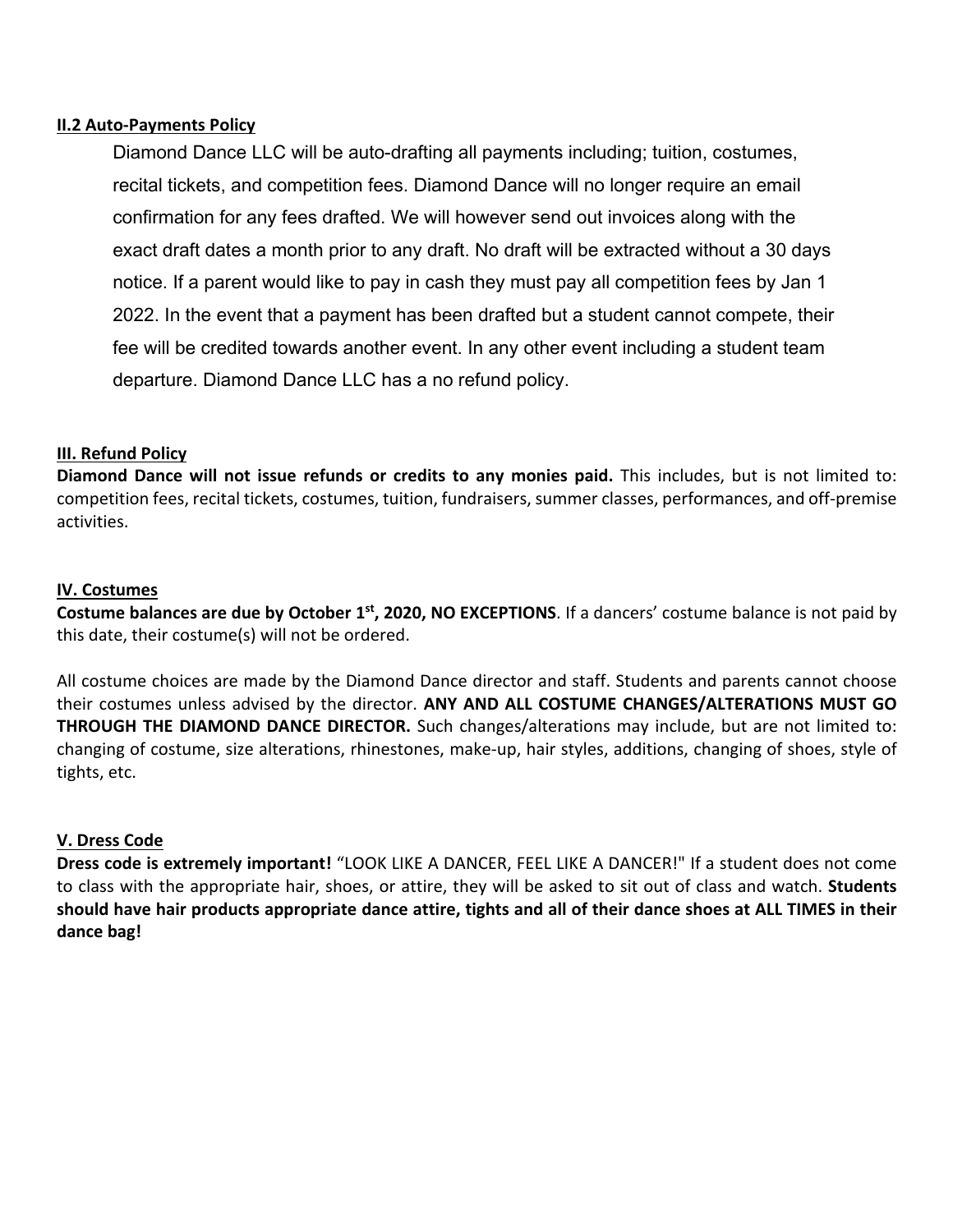## II.2 Auto-Payments Policy

Diamond Dance LLC will be auto-drafting all payments including; tuition, costumes, recital tickets, and competition fees. Diamond Dance will no longer require an email confirmation for any fees drafted. We will however send out invoices along with the exact draft dates a month prior to any draft. No draft will be extracted without a 30 days notice. If a parent would like to pay in cash they must pay all competition fees by Jan 1 2022. In the event that a payment has been drafted but a student cannot compete, their fee will be credited towards another event. In any other event including a student team departure. Diamond Dance LLC has a no refund policy.

## III. Refund Policy

**Diamond Dance will not issue refunds or credits to any monies paid.** This includes, but is not limited to: competition fees, recital tickets, costumes, tuition, fundraisers, summer classes, performances, and off-premise activities.

## IV. Costumes

**Costume balances are due by October 1st, 2020, NO EXCEPTIONS**. If a dancers' costume balance is not paid by this date, their costume(s) will not be ordered.

All costume choices are made by the Diamond Dance director and staff. Students and parents cannot choose their costumes unless advised by the director. **ANY AND ALL COSTUME CHANGES/ALTERATIONS MUST GO THROUGH THE DIAMOND DANCE DIRECTOR.** Such changes/alterations may include, but are not limited to: changing of costume, size alterations, rhinestones, make-up, hair styles, additions, changing of shoes, style of tights, etc.

## V. Dress Code

**Dress code is extremely important!** "LOOK LIKE A DANCER, FEEL LIKE A DANCER!" If a student does not come to class with the appropriate hair, shoes, or attire, they will be asked to sit out of class and watch. **Students should have hair products appropriate dance attire, tights and all of their dance shoes at ALL TIMES in their dance bag!**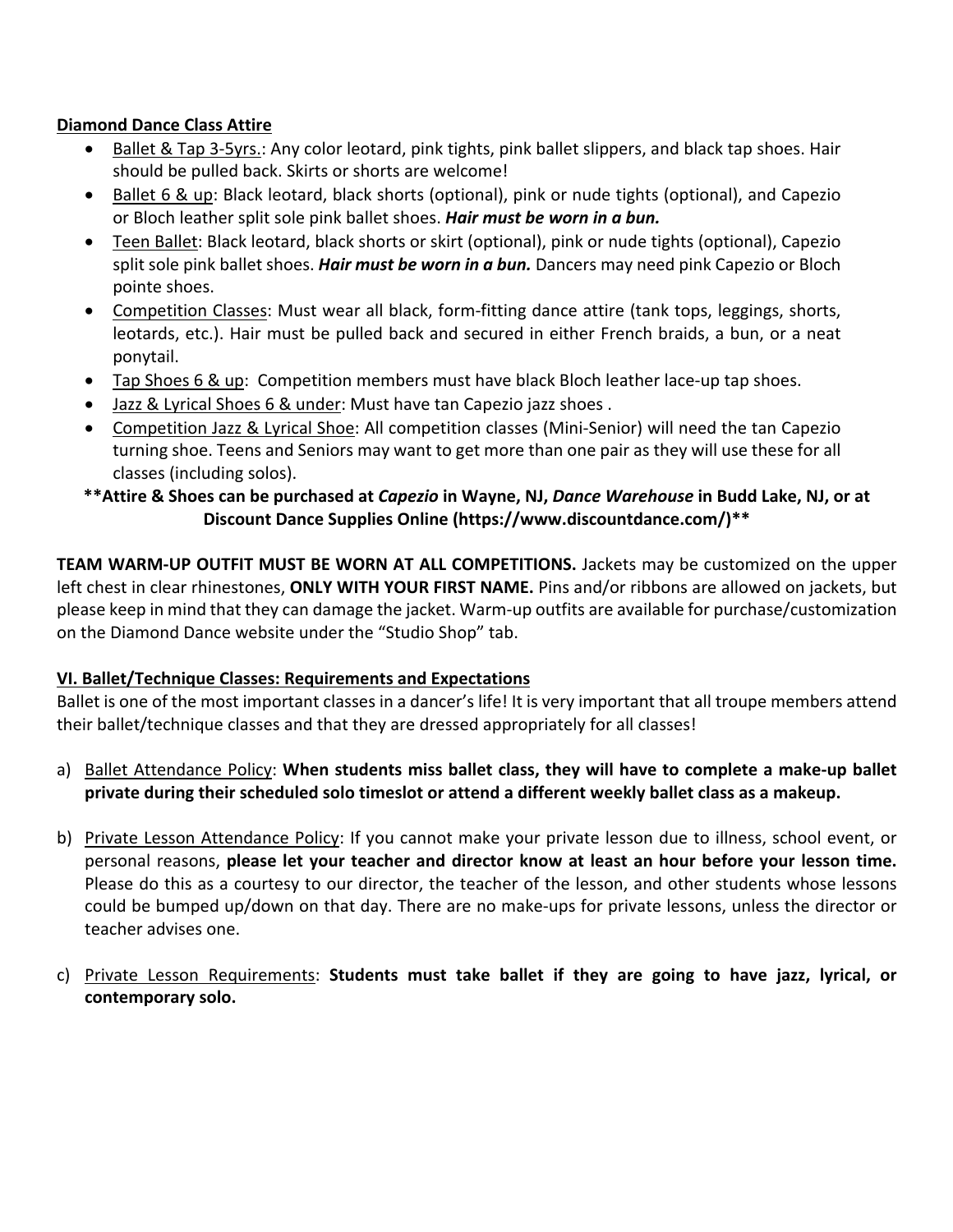**Diamond Dance Class Attire**

- Ballet & Tap 3-5yrs.: Any color leotard, pink tights, pink ballet slippers, and black tap shoes. Hair should be pulled back. Skirts or shorts are welcome!
- Ballet 6 & up: Black leotard, black shorts (optional), pink or nude tights (optional), and Capezio or Bloch leather split sole pink ballet shoes. ***Hair must be worn in a bun.***
- Teen Ballet: Black leotard, black shorts or skirt (optional), pink or nude tights (optional), Capezio split sole pink ballet shoes. ***Hair must be worn in a bun.*** Dancers may need pink Capezio or Bloch pointe shoes.
- Competition Classes: Must wear all black, form-fitting dance attire (tank tops, leggings, shorts, leotards, etc.). Hair must be pulled back and secured in either French braids, a bun, or a neat ponytail.
- Tap Shoes 6 & up: Competition members must have black Bloch leather lace-up tap shoes.
- Jazz & Lyrical Shoes 6 & under: Must have tan Capezio jazz shoes .
- Competition Jazz & Lyrical Shoe: All competition classes (Mini-Senior) will need the tan Capezio turning shoe. Teens and Seniors may want to get more than one pair as they will use these for all classes (including solos).

**\*\*Attire & Shoes can be purchased at *Capezio* in Wayne, NJ, *Dance Warehouse* in Budd Lake, NJ, or at Discount Dance Supplies Online (https://www.discountdance.com/)\*\***

**TEAM WARM-UP OUTFIT MUST BE WORN AT ALL COMPETITIONS.** Jackets may be customized on the upper left chest in clear rhinestones, **ONLY WITH YOUR FIRST NAME.** Pins and/or ribbons are allowed on jackets, but please keep in mind that they can damage the jacket. Warm-up outfits are available for purchase/customization on the Diamond Dance website under the "Studio Shop" tab.

## VI. Ballet/Technique Classes: Requirements and Expectations

Ballet is one of the most important classes in a dancer's life! It is very important that all troupe members attend their ballet/technique classes and that they are dressed appropriately for all classes!

a) Ballet Attendance Policy: **When students miss ballet class, they will have to complete a make-up ballet private during their scheduled solo timeslot or attend a different weekly ballet class as a makeup.**

b) Private Lesson Attendance Policy: If you cannot make your private lesson due to illness, school event, or personal reasons, **please let your teacher and director know at least an hour before your lesson time.** Please do this as a courtesy to our director, the teacher of the lesson, and other students whose lessons could be bumped up/down on that day. There are no make-ups for private lessons, unless the director or teacher advises one.

c) Private Lesson Requirements: **Students must take ballet if they are going to have jazz, lyrical, or contemporary solo.**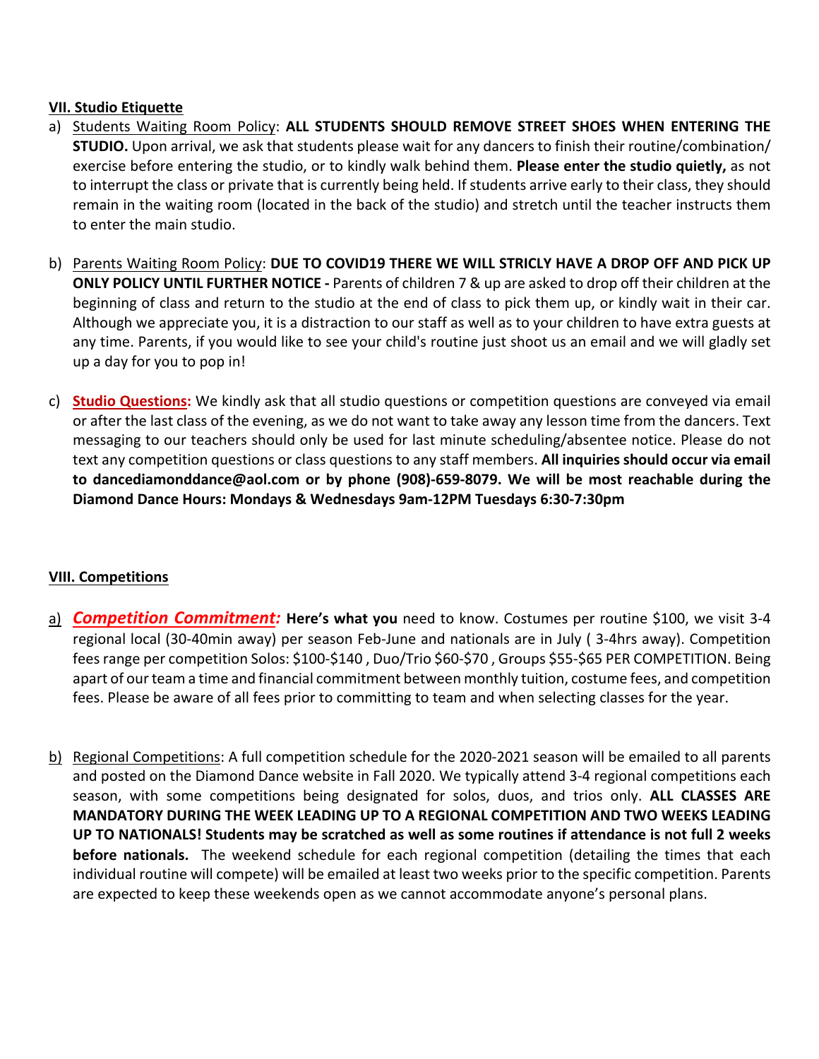## VII. Studio Etiquette

a) Students Waiting Room Policy: **ALL STUDENTS SHOULD REMOVE STREET SHOES WHEN ENTERING THE STUDIO.** Upon arrival, we ask that students please wait for any dancers to finish their routine/combination/ exercise before entering the studio, or to kindly walk behind them. **Please enter the studio quietly,** as not to interrupt the class or private that is currently being held. If students arrive early to their class, they should remain in the waiting room (located in the back of the studio) and stretch until the teacher instructs them to enter the main studio.

b) Parents Waiting Room Policy: **DUE TO COVID19 THERE WE WILL STRICLY HAVE A DROP OFF AND PICK UP ONLY POLICY UNTIL FURTHER NOTICE -** Parents of children 7 & up are asked to drop off their children at the beginning of class and return to the studio at the end of class to pick them up, or kindly wait in their car. Although we appreciate you, it is a distraction to our staff as well as to your children to have extra guests at any time. Parents, if you would like to see your child's routine just shoot us an email and we will gladly set up a day for you to pop in!

c) **Studio Questions:** We kindly ask that all studio questions or competition questions are conveyed via email or after the last class of the evening, as we do not want to take away any lesson time from the dancers. Text messaging to our teachers should only be used for last minute scheduling/absentee notice. Please do not text any competition questions or class questions to any staff members. **All inquiries should occur via email to dancediamonddance@aol.com or by phone (908)-659-8079. We will be most reachable during the Diamond Dance Hours: Mondays & Wednesdays 9am-12PM Tuesdays 6:30-7:30pm**

## VIII. Competitions

a) ***Competition Commitment:*** **Here's what you** need to know. Costumes per routine $100, we visit 3-4 regional local (30-40min away) per season Feb-June and nationals are in July ( 3-4hrs away). Competition fees range per competition Solos: $100-$140 , Duo/Trio $60-$70 , Groups $55-$65 PER COMPETITION. Being apart of our team a time and financial commitment between monthly tuition, costume fees, and competition fees. Please be aware of all fees prior to committing to team and when selecting classes for the year.

b) Regional Competitions: A full competition schedule for the 2020-2021 season will be emailed to all parents and posted on the Diamond Dance website in Fall 2020. We typically attend 3-4 regional competitions each season, with some competitions being designated for solos, duos, and trios only. **ALL CLASSES ARE MANDATORY DURING THE WEEK LEADING UP TO A REGIONAL COMPETITION AND TWO WEEKS LEADING UP TO NATIONALS! Students may be scratched as well as some routines if attendance is not full 2 weeks before nationals.** The weekend schedule for each regional competition (detailing the times that each individual routine will compete) will be emailed at least two weeks prior to the specific competition. Parents are expected to keep these weekends open as we cannot accommodate anyone's personal plans.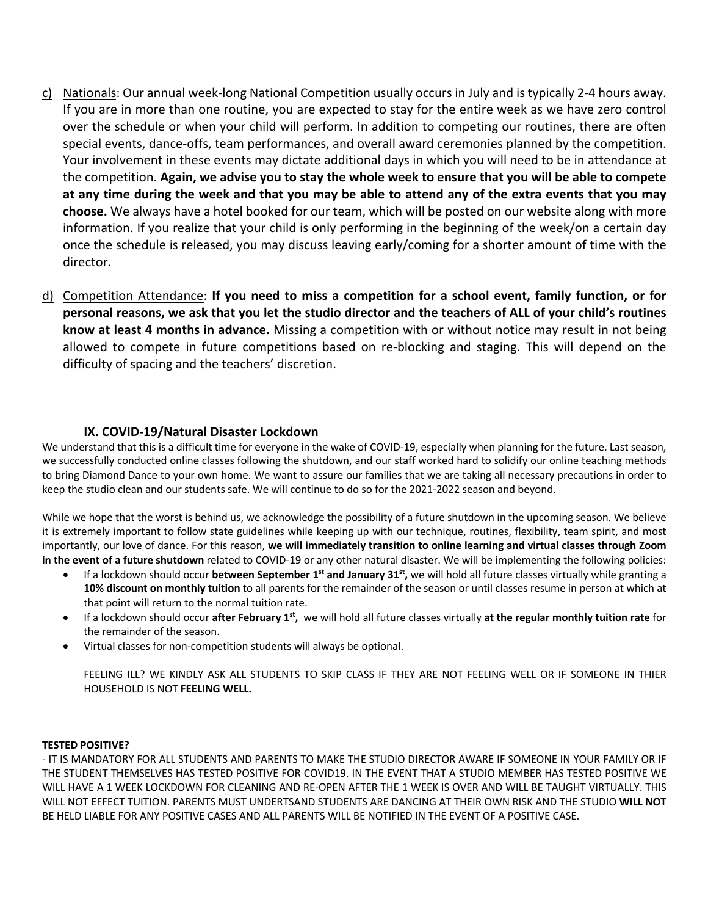c) <u>Nationals</u>: Our annual week-long National Competition usually occurs in July and is typically 2-4 hours away. If you are in more than one routine, you are expected to stay for the entire week as we have zero control over the schedule or when your child will perform. In addition to competing our routines, there are often special events, dance-offs, team performances, and overall award ceremonies planned by the competition. Your involvement in these events may dictate additional days in which you will need to be in attendance at the competition. **Again, we advise you to stay the whole week to ensure that you will be able to compete at any time during the week and that you may be able to attend any of the extra events that you may choose.** We always have a hotel booked for our team, which will be posted on our website along with more information. If you realize that your child is only performing in the beginning of the week/on a certain day once the schedule is released, you may discuss leaving early/coming for a shorter amount of time with the director.

d) <u>Competition Attendance</u>: **If you need to miss a competition for a school event, family function, or for personal reasons, we ask that you let the studio director and the teachers of ALL of your child's routines know at least 4 months in advance.** Missing a competition with or without notice may result in not being allowed to compete in future competitions based on re-blocking and staging. This will depend on the difficulty of spacing and the teachers' discretion.

## IX. COVID-19/Natural Disaster Lockdown

We understand that this is a difficult time for everyone in the wake of COVID-19, especially when planning for the future. Last season, we successfully conducted online classes following the shutdown, and our staff worked hard to solidify our online teaching methods to bring Diamond Dance to your own home. We want to assure our families that we are taking all necessary precautions in order to keep the studio clean and our students safe. We will continue to do so for the 2021-2022 season and beyond.

While we hope that the worst is behind us, we acknowledge the possibility of a future shutdown in the upcoming season. We believe it is extremely important to follow state guidelines while keeping up with our technique, routines, flexibility, team spirit, and most importantly, our love of dance. For this reason, **we will immediately transition to online learning and virtual classes through Zoom in the event of a future shutdown** related to COVID-19 or any other natural disaster. We will be implementing the following policies:

- If a lockdown should occur **between September 1st and January 31st,** we will hold all future classes virtually while granting a **10% discount on monthly tuition** to all parents for the remainder of the season or until classes resume in person at which at that point will return to the normal tuition rate.
- If a lockdown should occur **after February 1st,** we will hold all future classes virtually **at the regular monthly tuition rate** for the remainder of the season.
- Virtual classes for non-competition students will always be optional.

FEELING ILL? WE KINDLY ASK ALL STUDENTS TO SKIP CLASS IF THEY ARE NOT FEELING WELL OR IF SOMEONE IN THIER HOUSEHOLD IS NOT **FEELING WELL.**

**TESTED POSITIVE?**

- IT IS MANDATORY FOR ALL STUDENTS AND PARENTS TO MAKE THE STUDIO DIRECTOR AWARE IF SOMEONE IN YOUR FAMILY OR IF THE STUDENT THEMSELVES HAS TESTED POSITIVE FOR COVID19. IN THE EVENT THAT A STUDIO MEMBER HAS TESTED POSITIVE WE WILL HAVE A 1 WEEK LOCKDOWN FOR CLEANING AND RE-OPEN AFTER THE 1 WEEK IS OVER AND WILL BE TAUGHT VIRTUALLY. THIS WILL NOT EFFECT TUITION. PARENTS MUST UNDERTSAND STUDENTS ARE DANCING AT THEIR OWN RISK AND THE STUDIO **WILL NOT** BE HELD LIABLE FOR ANY POSITIVE CASES AND ALL PARENTS WILL BE NOTIFIED IN THE EVENT OF A POSITIVE CASE.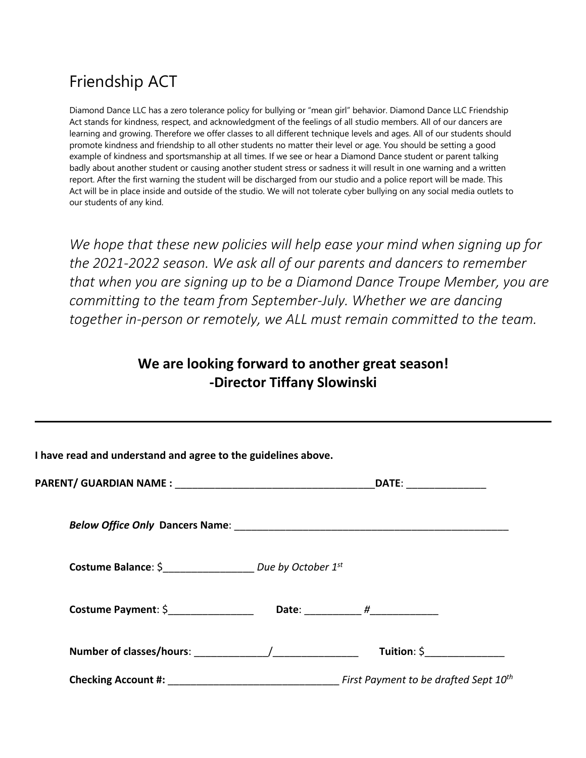# Friendship ACT

Diamond Dance LLC has a zero tolerance policy for bullying or "mean girl" behavior. Diamond Dance LLC Friendship Act stands for kindness, respect, and acknowledgment of the feelings of all studio members. All of our dancers are learning and growing. Therefore we offer classes to all different technique levels and ages. All of our students should promote kindness and friendship to all other students no matter their level or age. You should be setting a good example of kindness and sportsmanship at all times. If we see or hear a Diamond Dance student or parent talking badly about another student or causing another student stress or sadness it will result in one warning and a written report. After the first warning the student will be discharged from our studio and a police report will be made. This Act will be in place inside and outside of the studio. We will not tolerate cyber bullying on any social media outlets to our students of any kind.

*We hope that these new policies will help ease your mind when signing up for the 2021-2022 season. We ask all of our parents and dancers to remember that when you are signing up to be a Diamond Dance Troupe Member, you are committing to the team from September-July. Whether we are dancing together in-person or remotely, we ALL must remain committed to the team.*

**We are looking forward to another great season!**
**-Director Tiffany Slowinski**

---

**I have read and understand and agree to the guidelines above.**

**PARENT/ GUARDIAN NAME :** ____________________________________**DATE**: ______________

***Below Office Only*** **Dancers Name**: ____________________________________________________

**Costume Balance**: $________________ *Due by October 1st*

**Costume Payment**: $_______________ **Date**: __________ #____________

**Number of classes/hours**: _____________/_______________ **Tuition**: $______________

**Checking Account #:** _______________________________ *First Payment to be drafted Sept 10th*